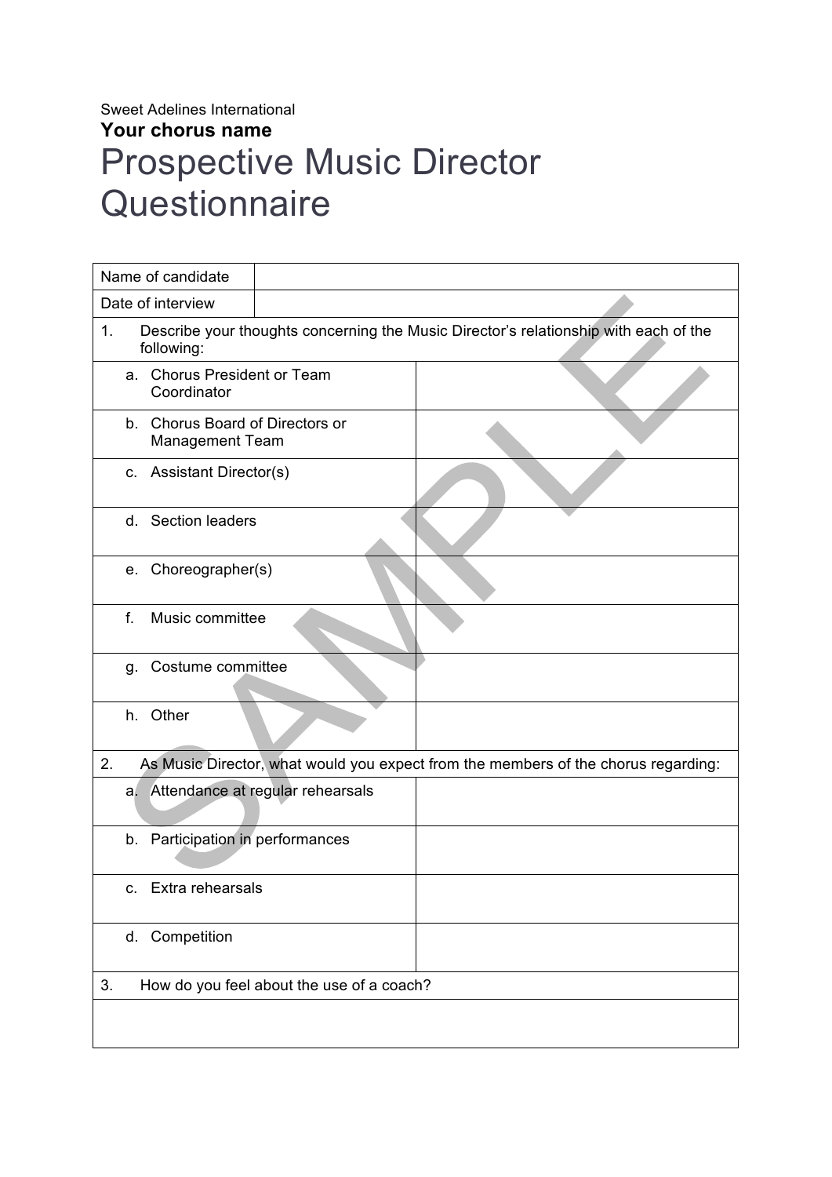Sweet Adelines International

**Your chorus name**

# Prospective Music Director Questionnaire

| | |
|---|---|
| Name of candidate | |
| Date of interview | |
| 1. Describe your thoughts concerning the Music Director's relationship with each of the following: | |
| a. Chorus President or Team Coordinator | |
| b. Chorus Board of Directors or Management Team | |
| c. Assistant Director(s) | |
| d. Section leaders | |
| e. Choreographer(s) | |
| f. Music committee | |
| g. Costume committee | |
| h. Other | |
| 2. As Music Director, what would you expect from the members of the chorus regarding: | |
| a. Attendance at regular rehearsals | |
| b. Participation in performances | |
| c. Extra rehearsals | |
| d. Competition | |
| 3. How do you feel about the use of a coach? | |
| | |

SAMPLE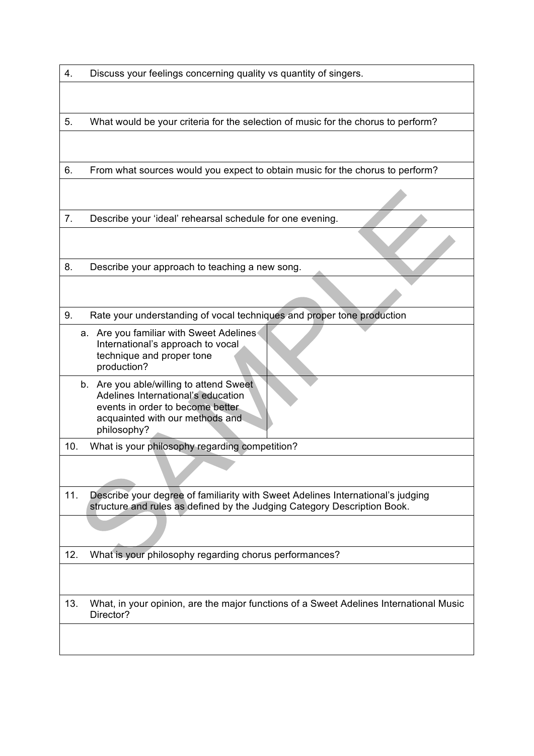| | |
|---|---|
| 4. Discuss your feelings concerning quality vs quantity of singers. | |
| | |
| 5. What would be your criteria for the selection of music for the chorus to perform? | |
| | |
| 6. From what sources would you expect to obtain music for the chorus to perform? | |
| | |
| 7. Describe your 'ideal' rehearsal schedule for one evening. | |
| | |
| 8. Describe your approach to teaching a new song. | |
| | |
| 9. Rate your understanding of vocal techniques and proper tone production | |
| a. Are you familiar with Sweet Adelines International's approach to vocal technique and proper tone production? | |
| b. Are you able/willing to attend Sweet Adelines International's education events in order to become better acquainted with our methods and philosophy? | |
| 10. What is your philosophy regarding competition? | |
| | |
| 11. Describe your degree of familiarity with Sweet Adelines International's judging structure and rules as defined by the Judging Category Description Book. | |
| | |
| 12. What is your philosophy regarding chorus performances? | |
| | |
| 13. What, in your opinion, are the major functions of a Sweet Adelines International Music Director? | |
| | |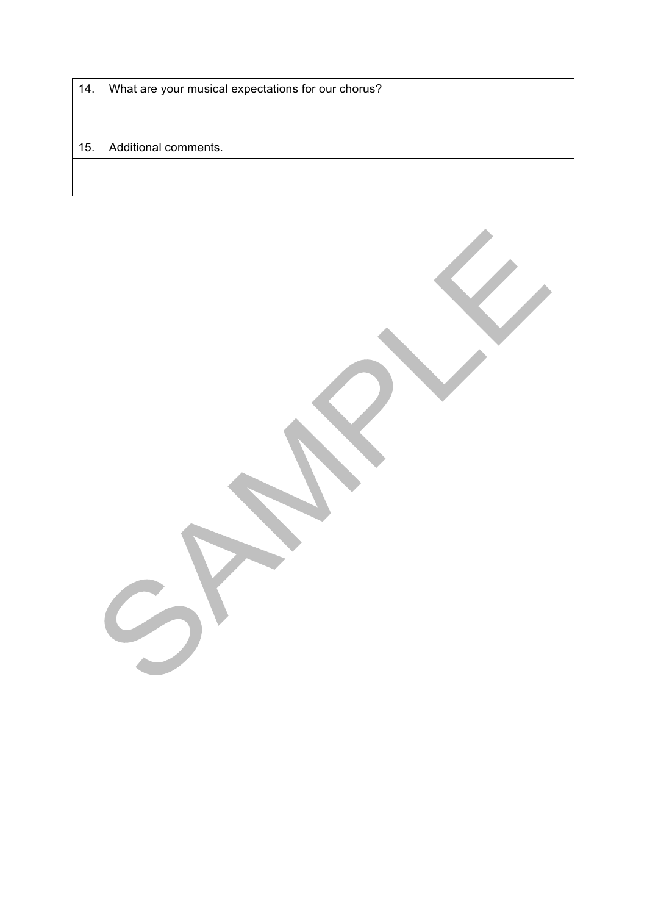| | |
|---|---|
| 14. | What are your musical expectations for our chorus? |
| | |
| 15. | Additional comments. |
| | |

SAMPLE